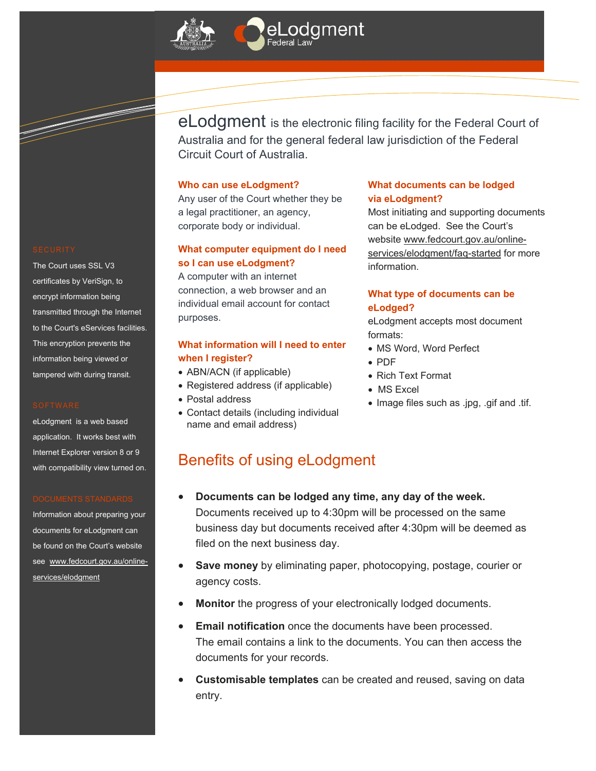# eLodgment Federal Law

**eLodgment** is the electronic filing facility for the Federal Court of Australia and for the general federal law jurisdiction of the Federal Circuit Court of Australia.

### Who can use eLodgment?

Any user of the Court whether they be a legal practitioner, an agency, corporate body or individual.

### What computer equipment do I need so I can use eLodgment?

A computer with an internet connection, a web browser and an individual email account for contact purposes.

### What information will I need to enter when I register?

- ABN/ACN (if applicable)
- Registered address (if applicable)
- Postal address
- Contact details (including individual name and email address)

### What documents can be lodged via eLodgment?

Most initiating and supporting documents can be eLodged. See the Court's website www.fedcourt.gov.au/online-services/elodgment/faq-started for more information.

### What type of documents can be eLodged?

eLodgment accepts most document formats:

- MS Word, Word Perfect
- PDF
- Rich Text Format
- MS Excel
- Image files such as .jpg, .gif and .tif.

## Benefits of using eLodgment

- **Documents can be lodged any time, any day of the week.** Documents received up to 4:30pm will be processed on the same business day but documents received after 4:30pm will be deemed as filed on the next business day.
- **Save money** by eliminating paper, photocopying, postage, courier or agency costs.
- **Monitor** the progress of your electronically lodged documents.
- **Email notification** once the documents have been processed. The email contains a link to the documents. You can then access the documents for your records.
- **Customisable templates** can be created and reused, saving on data entry.

### SECURITY

The Court uses SSL V3 certificates by VeriSign, to encrypt information being transmitted through the Internet to the Court's eServices facilities. This encryption prevents the information being viewed or tampered with during transit.

### SOFTWARE

eLodgment is a web based application. It works best with Internet Explorer version 8 or 9 with compatibility view turned on.

### DOCUMENTS STANDARDS

Information about preparing your documents for eLodgment can be found on the Court's website see www.fedcourt.gov.au/online-services/elodgment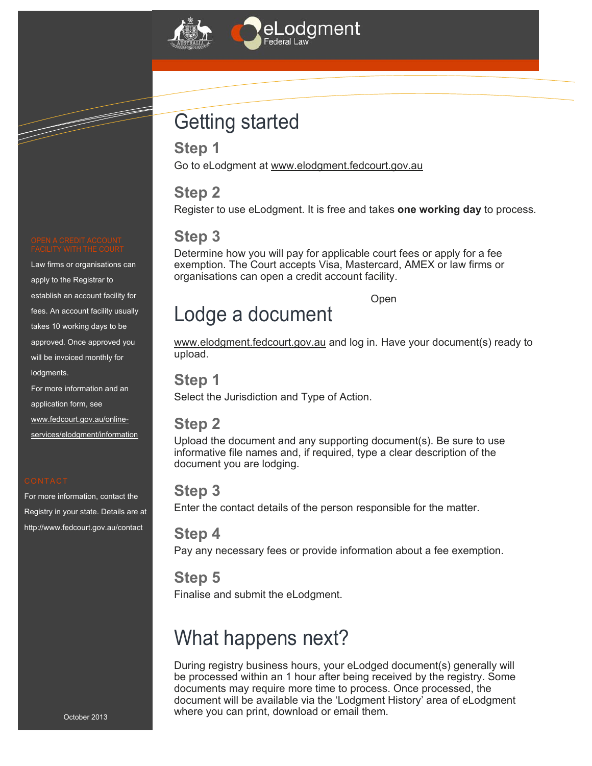eLodgment
Federal Law

# Getting started

## Step 1

Go to eLodgment at www.elodgment.fedcourt.gov.au

## Step 2

Register to use eLodgment. It is free and takes **one working day** to process.

## Step 3

Determine how you will pay for applicable court fees or apply for a fee exemption. The Court accepts Visa, Mastercard, AMEX or law firms or organisations can open a credit account facility.

# Lodge a document

Open www.elodgment.fedcourt.gov.au and log in. Have your document(s) ready to upload.

## Step 1

Select the Jurisdiction and Type of Action.

## Step 2

Upload the document and any supporting document(s). Be sure to use informative file names and, if required, type a clear description of the document you are lodging.

## Step 3

Enter the contact details of the person responsible for the matter.

## Step 4

Pay any necessary fees or provide information about a fee exemption.

## Step 5

Finalise and submit the eLodgment.

# What happens next?

During registry business hours, your eLodged document(s) generally will be processed within an 1 hour after being received by the registry. Some documents may require more time to process. Once processed, the document will be available via the 'Lodgment History' area of eLodgment where you can print, download or email them.

### OPEN A CREDIT ACCOUNT FACILITY WITH THE COURT

Law firms or organisations can apply to the Registrar to establish an account facility for fees. An account facility usually takes 10 working days to be approved. Once approved you will be invoiced monthly for lodgments.

For more information and an application form, see www.fedcourt.gov.au/online-services/elodgment/information

### CONTACT

For more information, contact the Registry in your state. Details are at http://www.fedcourt.gov.au/contact

October 2013